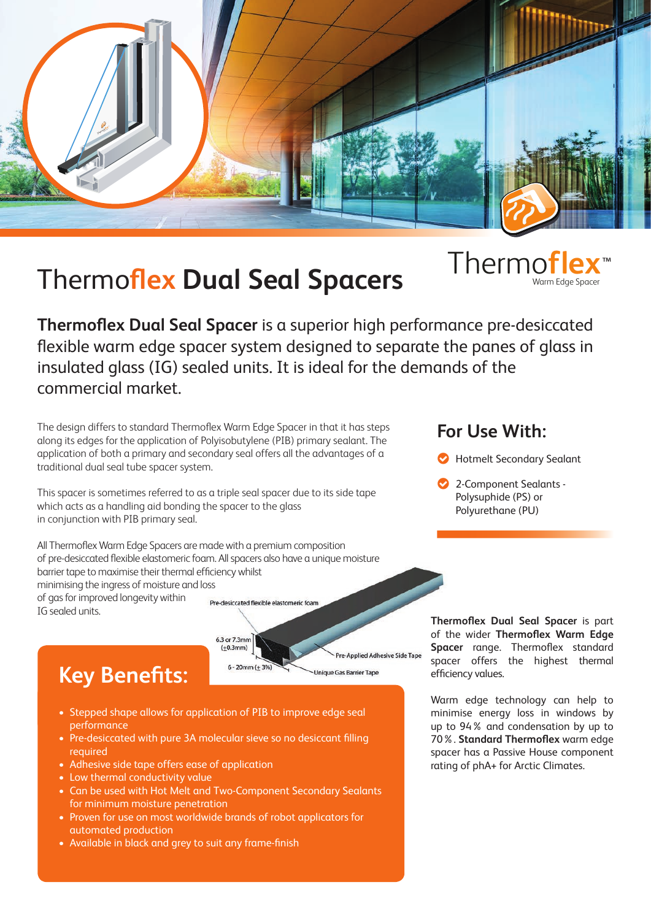# Thermoflex Dual Seal Spacers

Thermoflex™
Warm Edge Spacer

**Thermoflex Dual Seal Spacer** is a superior high performance pre-desiccated flexible warm edge spacer system designed to separate the panes of glass in insulated glass (IG) sealed units. It is ideal for the demands of the commercial market.

The design differs to standard Thermoflex Warm Edge Spacer in that it has steps along its edges for the application of Polyisobutylene (PIB) primary sealant. The application of both a primary and secondary seal offers all the advantages of a traditional dual seal tube spacer system.

This spacer is sometimes referred to as a triple seal spacer due to its side tape which acts as a handling aid bonding the spacer to the glass in conjunction with PIB primary seal.

All Thermoflex Warm Edge Spacers are made with a premium composition of pre-desiccated flexible elastomeric foam. All spacers also have a unique moisture barrier tape to maximise their thermal efficiency whilst minimising the ingress of moisture and loss of gas for improved longevity within IG sealed units.

Pre-desiccated flexible elastomeric foam

6.3 or 7.3mm (±0.3mm)

6 - 20mm (± 3%)

Pre-Applied Adhesive Side Tape

Unique Gas Barrier Tape

## Key Benefits:

- Stepped shape allows for application of PIB to improve edge seal performance
- Pre-desiccated with pure 3A molecular sieve so no desiccant filling required
- Adhesive side tape offers ease of application
- Low thermal conductivity value
- Can be used with Hot Melt and Two-Component Secondary Sealants for minimum moisture penetration
- Proven for use on most worldwide brands of robot applicators for automated production
- Available in black and grey to suit any frame-finish

## For Use With:

- Hotmelt Secondary Sealant
- 2-Component Sealants - Polysuphide (PS) or Polyurethane (PU)

**Thermoflex Dual Seal Spacer** is part of the wider **Thermoflex Warm Edge Spacer** range. Thermoflex standard spacer offers the highest thermal efficiency values.

Warm edge technology can help to minimise energy loss in windows by up to 94% and condensation by up to 70%. **Standard Thermoflex** warm edge spacer has a Passive House component rating of phA+ for Arctic Climates.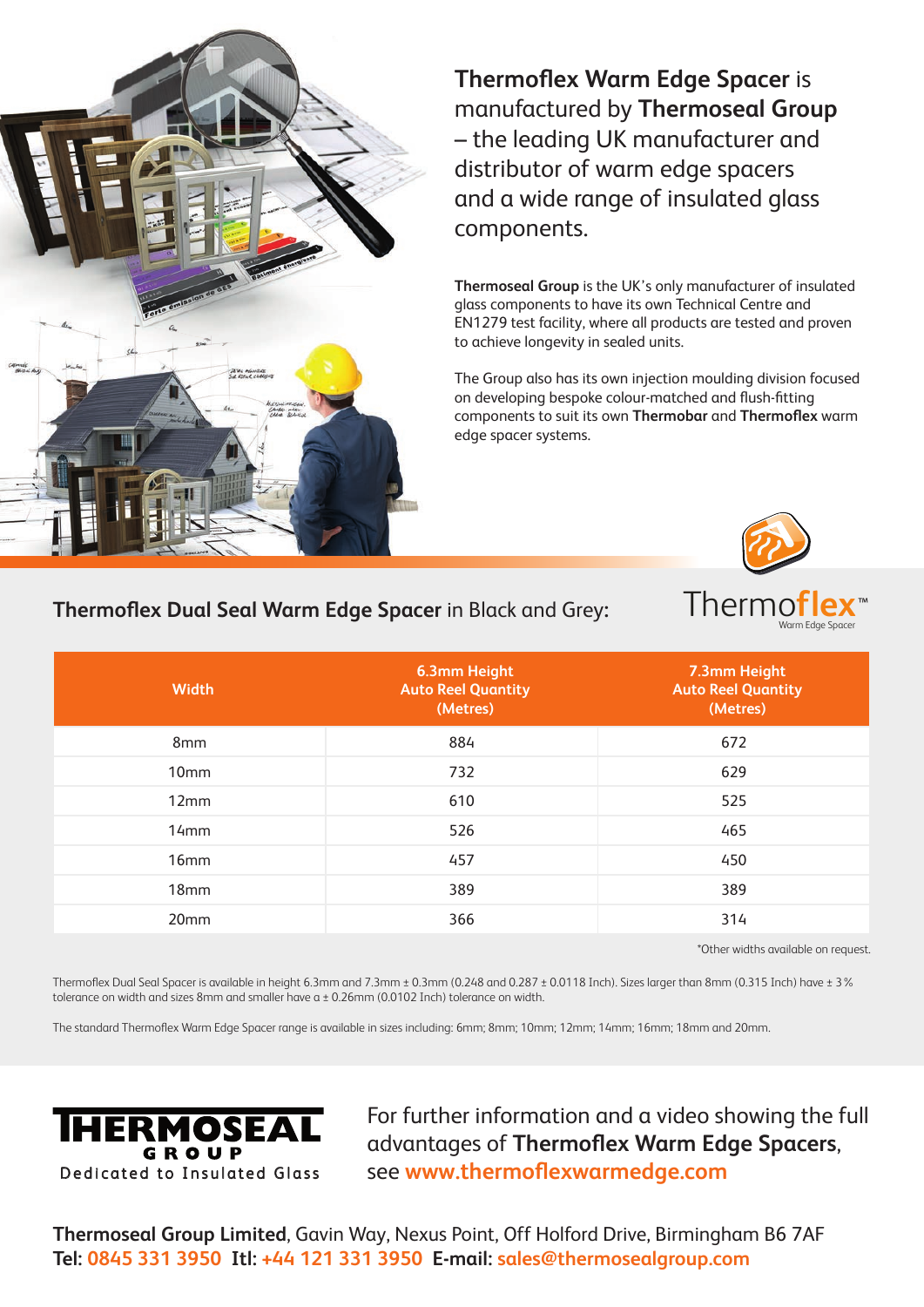**Thermoflex Warm Edge Spacer** is manufactured by **Thermoseal Group** – the leading UK manufacturer and distributor of warm edge spacers and a wide range of insulated glass components.

**Thermoseal Group** is the UK's only manufacturer of insulated glass components to have its own Technical Centre and EN1279 test facility, where all products are tested and proven to achieve longevity in sealed units.

The Group also has its own injection moulding division focused on developing bespoke colour-matched and flush-fitting components to suit its own **Thermobar** and **Thermoflex** warm edge spacer systems.

Thermoflex™ Warm Edge Spacer

## Thermoflex Dual Seal Warm Edge Spacer in Black and Grey:

| Width | 6.3mm Height Auto Reel Quantity (Metres) | 7.3mm Height Auto Reel Quantity (Metres) |
|---|---|---|
| 8mm | 884 | 672 |
| 10mm | 732 | 629 |
| 12mm | 610 | 525 |
| 14mm | 526 | 465 |
| 16mm | 457 | 450 |
| 18mm | 389 | 389 |
| 20mm | 366 | 314 |

*Other widths available on request.

Thermoflex Dual Seal Spacer is available in height 6.3mm and 7.3mm ± 0.3mm (0.248 and 0.287 ± 0.0118 Inch). Sizes larger than 8mm (0.315 Inch) have ± 3% tolerance on width and sizes 8mm and smaller have a ± 0.26mm (0.0102 Inch) tolerance on width.

The standard Thermoflex Warm Edge Spacer range is available in sizes including: 6mm; 8mm; 10mm; 12mm; 14mm; 16mm; 18mm and 20mm.

THERMOSEAL GROUP
Dedicated to Insulated Glass

For further information and a video showing the full advantages of **Thermoflex Warm Edge Spacers**, see **www.thermoflexwarmedge.com**

**Thermoseal Group Limited**, Gavin Way, Nexus Point, Off Holford Drive, Birmingham B6 7AF
**Tel:** 0845 331 3950 **Itl:** +44 121 331 3950 **E-mail:** sales@thermosealgroup.com